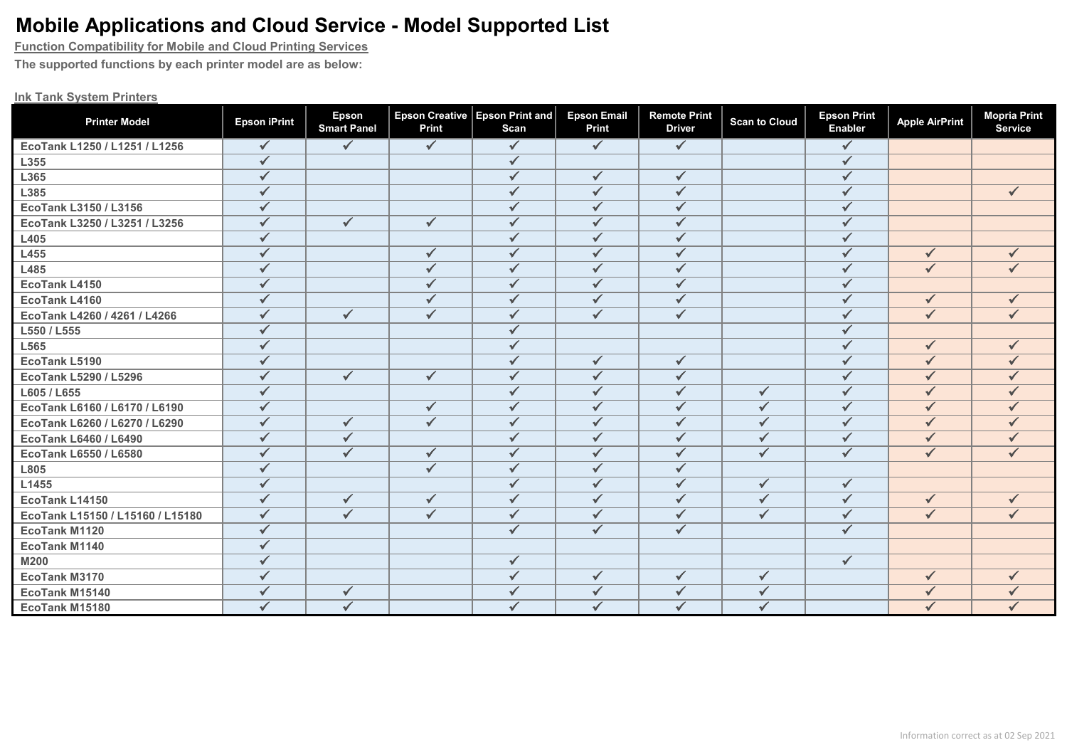# Mobile Applications and Cloud Service - Model Supported List

**Function Compatibility for Mobile and Cloud Printing Services**

**The supported functions by each printer model are as below:**

**Ink Tank System Printers**

| Printer Model | Epson iPrint | Epson Smart Panel | Epson Creative Print | Epson Print and Scan | Epson Email Print | Remote Print Driver | Scan to Cloud | Epson Print Enabler | Apple AirPrint | Mopria Print Service |
|---|---|---|---|---|---|---|---|---|---|---|
| EcoTank L1250 / L1251 / L1256 | ✓ | ✓ | ✓ | ✓ | ✓ | ✓ | | ✓ | | |
| L355 | ✓ | | | ✓ | | | | ✓ | | |
| L365 | ✓ | | | ✓ | ✓ | ✓ | | ✓ | | |
| L385 | ✓ | | | ✓ | ✓ | ✓ | | ✓ | | ✓ |
| EcoTank L3150 / L3156 | ✓ | | | ✓ | ✓ | ✓ | | ✓ | | |
| EcoTank L3250 / L3251 / L3256 | ✓ | ✓ | ✓ | ✓ | ✓ | ✓ | | ✓ | | |
| L405 | ✓ | | | ✓ | ✓ | ✓ | | ✓ | | |
| L455 | ✓ | | ✓ | ✓ | ✓ | ✓ | | ✓ | ✓ | ✓ |
| L485 | ✓ | | ✓ | ✓ | ✓ | ✓ | | ✓ | ✓ | ✓ |
| EcoTank L4150 | ✓ | | ✓ | ✓ | ✓ | ✓ | | ✓ | | |
| EcoTank L4160 | ✓ | | ✓ | ✓ | ✓ | ✓ | | ✓ | ✓ | ✓ |
| EcoTank L4260 / 4261 / L4266 | ✓ | ✓ | ✓ | ✓ | ✓ | ✓ | | ✓ | ✓ | ✓ |
| L550 / L555 | ✓ | | | ✓ | | | | ✓ | | |
| L565 | ✓ | | | ✓ | | | | ✓ | ✓ | ✓ |
| EcoTank L5190 | ✓ | | | ✓ | ✓ | ✓ | | ✓ | ✓ | ✓ |
| EcoTank L5290 / L5296 | ✓ | ✓ | ✓ | ✓ | ✓ | ✓ | | ✓ | ✓ | ✓ |
| L605 / L655 | ✓ | | | ✓ | ✓ | ✓ | ✓ | ✓ | ✓ | ✓ |
| EcoTank L6160 / L6170 / L6190 | ✓ | | ✓ | ✓ | ✓ | ✓ | ✓ | ✓ | ✓ | ✓ |
| EcoTank L6260 / L6270 / L6290 | ✓ | ✓ | ✓ | ✓ | ✓ | ✓ | ✓ | ✓ | ✓ | ✓ |
| EcoTank L6460 / L6490 | ✓ | ✓ | | ✓ | ✓ | ✓ | ✓ | ✓ | ✓ | ✓ |
| EcoTank L6550 / L6580 | ✓ | ✓ | ✓ | ✓ | ✓ | ✓ | ✓ | ✓ | ✓ | ✓ |
| L805 | ✓ | | ✓ | ✓ | ✓ | ✓ | | | | |
| L1455 | ✓ | | | ✓ | ✓ | ✓ | ✓ | ✓ | | |
| EcoTank L14150 | ✓ | ✓ | ✓ | ✓ | ✓ | ✓ | ✓ | ✓ | ✓ | ✓ |
| EcoTank L15150 / L15160 / L15180 | ✓ | ✓ | ✓ | ✓ | ✓ | ✓ | ✓ | ✓ | ✓ | ✓ |
| EcoTank M1120 | ✓ | | | ✓ | ✓ | ✓ | | ✓ | | |
| EcoTank M1140 | ✓ | | | | | | | | | |
| M200 | ✓ | | | ✓ | | | | ✓ | | |
| EcoTank M3170 | ✓ | | | ✓ | ✓ | ✓ | ✓ | | ✓ | ✓ |
| EcoTank M15140 | ✓ | ✓ | | ✓ | ✓ | ✓ | ✓ | | ✓ | ✓ |
| EcoTank M15180 | ✓ | ✓ | | ✓ | ✓ | ✓ | ✓ | | ✓ | ✓ |

Information correct as at 02 Sep 2021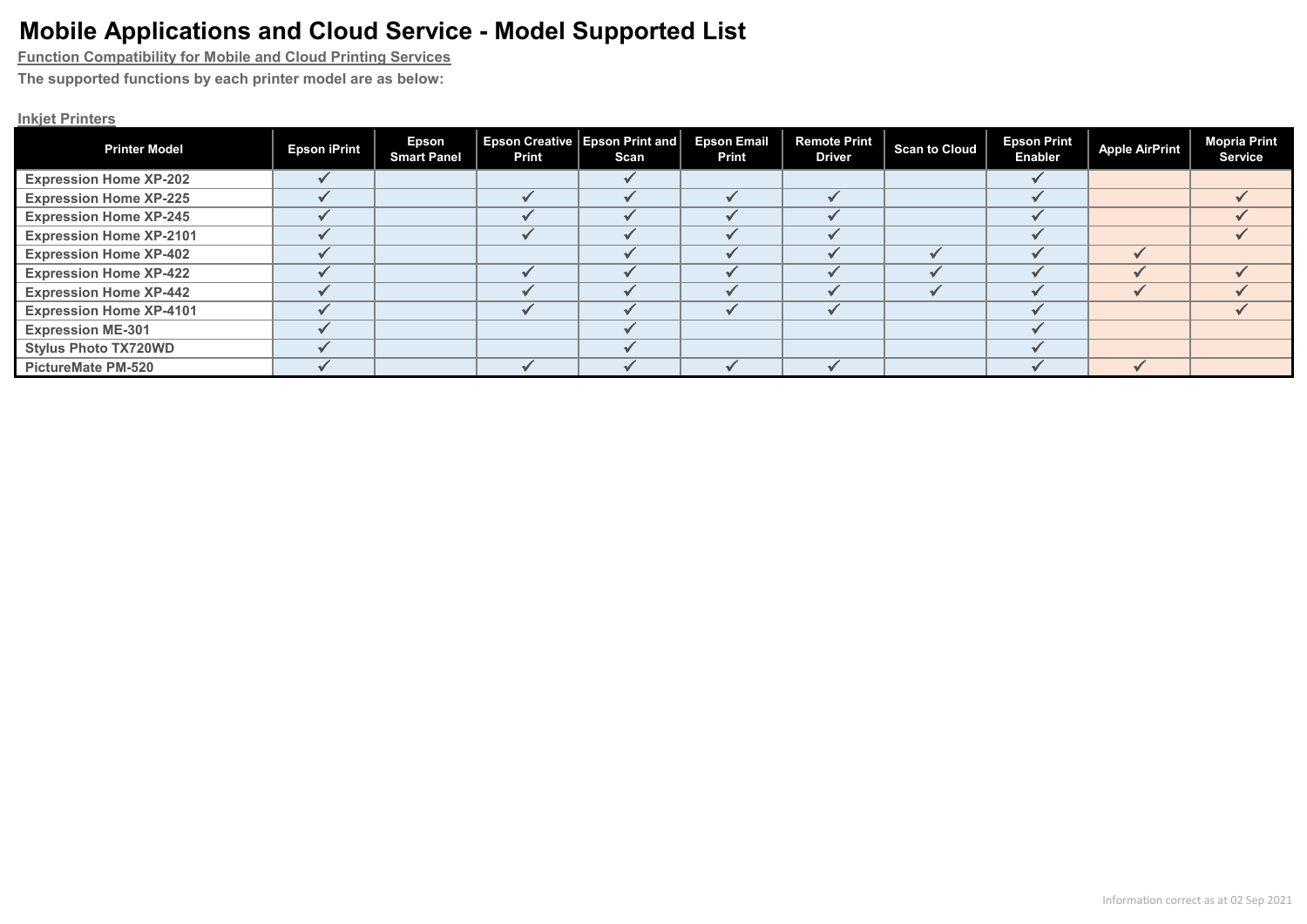# Mobile Applications and Cloud Service - Model Supported List

**Function Compatibility for Mobile and Cloud Printing Services**

**The supported functions by each printer model are as below:**

**Inkjet Printers**

| Printer Model | Epson iPrint | Epson Smart Panel | Epson Creative Print | Epson Print and Scan | Epson Email Print | Remote Print Driver | Scan to Cloud | Epson Print Enabler | Apple AirPrint | Mopria Print Service |
|---|---|---|---|---|---|---|---|---|---|---|
| Expression Home XP-202 | ✓ | | | ✓ | | | | ✓ | | |
| Expression Home XP-225 | ✓ | | ✓ | ✓ | ✓ | ✓ | | ✓ | | ✓ |
| Expression Home XP-245 | ✓ | | ✓ | ✓ | ✓ | ✓ | | ✓ | | ✓ |
| Expression Home XP-2101 | ✓ | | ✓ | ✓ | ✓ | ✓ | | ✓ | | ✓ |
| Expression Home XP-402 | ✓ | | | ✓ | ✓ | ✓ | ✓ | ✓ | ✓ | |
| Expression Home XP-422 | ✓ | | ✓ | ✓ | ✓ | ✓ | ✓ | ✓ | ✓ | ✓ |
| Expression Home XP-442 | ✓ | | ✓ | ✓ | ✓ | ✓ | ✓ | ✓ | ✓ | ✓ |
| Expression Home XP-4101 | ✓ | | ✓ | ✓ | ✓ | ✓ | | ✓ | | ✓ |
| Expression ME-301 | ✓ | | | ✓ | | | | ✓ | | |
| Stylus Photo TX720WD | ✓ | | | ✓ | | | | ✓ | | |
| PictureMate PM-520 | ✓ | | ✓ | ✓ | ✓ | ✓ | | ✓ | ✓ | |

Information correct as at 02 Sep 2021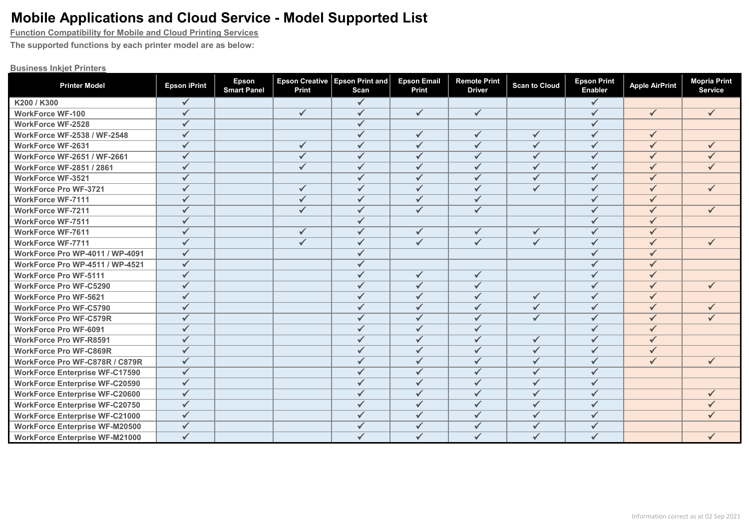# Mobile Applications and Cloud Service - Model Supported List

**Function Compatibility for Mobile and Cloud Printing Services**

**The supported functions by each printer model are as below:**

**Business Inkjet Printers**

| Printer Model | Epson iPrint | Epson Smart Panel | Epson Creative Print | Epson Print and Scan | Epson Email Print | Remote Print Driver | Scan to Cloud | Epson Print Enabler | Apple AirPrint | Mopria Print Service |
|---|---|---|---|---|---|---|---|---|---|---|
| K200 / K300 | ✓ | | | ✓ | | | | ✓ | | |
| WorkForce WF-100 | ✓ | | ✓ | ✓ | ✓ | ✓ | | ✓ | ✓ | ✓ |
| WorkForce WF-2528 | ✓ | | | ✓ | | | | ✓ | | |
| WorkForce WF-2538 / WF-2548 | ✓ | | | ✓ | ✓ | ✓ | ✓ | ✓ | ✓ | |
| WorkForce WF-2631 | ✓ | | ✓ | ✓ | ✓ | ✓ | ✓ | ✓ | ✓ | ✓ |
| WorkForce WF-2651 / WF-2661 | ✓ | | ✓ | ✓ | ✓ | ✓ | ✓ | ✓ | ✓ | ✓ |
| WorkForce WF-2851 / 2861 | ✓ | | ✓ | ✓ | ✓ | ✓ | ✓ | ✓ | ✓ | ✓ |
| WorkForce WF-3521 | ✓ | | | ✓ | ✓ | ✓ | ✓ | ✓ | ✓ | |
| WorkForce Pro WF-3721 | ✓ | | ✓ | ✓ | ✓ | ✓ | ✓ | ✓ | ✓ | ✓ |
| WorkForce WF-7111 | ✓ | | ✓ | ✓ | ✓ | ✓ | | ✓ | ✓ | |
| WorkForce WF-7211 | ✓ | | ✓ | ✓ | ✓ | ✓ | | ✓ | ✓ | ✓ |
| WorkForce WF-7511 | ✓ | | | ✓ | | | | ✓ | ✓ | |
| WorkForce WF-7611 | ✓ | | ✓ | ✓ | ✓ | ✓ | ✓ | ✓ | ✓ | |
| WorkForce WF-7711 | ✓ | | ✓ | ✓ | ✓ | ✓ | ✓ | ✓ | ✓ | ✓ |
| WorkForce Pro WP-4011 / WP-4091 | ✓ | | | ✓ | | | | ✓ | ✓ | |
| WorkForce Pro WP-4511 / WP-4521 | ✓ | | | ✓ | | | | ✓ | ✓ | |
| WorkForce Pro WF-5111 | ✓ | | | ✓ | ✓ | ✓ | | ✓ | ✓ | |
| WorkForce Pro WF-C5290 | ✓ | | | ✓ | ✓ | ✓ | | ✓ | ✓ | ✓ |
| WorkForce Pro WF-5621 | ✓ | | | ✓ | ✓ | ✓ | ✓ | ✓ | ✓ | |
| WorkForce Pro WF-C5790 | ✓ | | | ✓ | ✓ | ✓ | ✓ | ✓ | ✓ | ✓ |
| WorkForce Pro WF-C579R | ✓ | | | ✓ | ✓ | ✓ | ✓ | ✓ | ✓ | ✓ |
| WorkForce Pro WF-6091 | ✓ | | | ✓ | ✓ | ✓ | | ✓ | ✓ | |
| WorkForce Pro WF-R8591 | ✓ | | | ✓ | ✓ | ✓ | ✓ | ✓ | ✓ | |
| WorkForce Pro WF-C869R | ✓ | | | ✓ | ✓ | ✓ | ✓ | ✓ | ✓ | |
| WorkForce Pro WF-C878R / C879R | ✓ | | | ✓ | ✓ | ✓ | ✓ | ✓ | ✓ | ✓ |
| WorkForce Enterprise WF-C17590 | ✓ | | | ✓ | ✓ | ✓ | ✓ | ✓ | | |
| WorkForce Enterprise WF-C20590 | ✓ | | | ✓ | ✓ | ✓ | ✓ | ✓ | | |
| WorkForce Enterprise WF-C20600 | ✓ | | | ✓ | ✓ | ✓ | ✓ | ✓ | | ✓ |
| WorkForce Enterprise WF-C20750 | ✓ | | | ✓ | ✓ | ✓ | ✓ | ✓ | | ✓ |
| WorkForce Enterprise WF-C21000 | ✓ | | | ✓ | ✓ | ✓ | ✓ | ✓ | | ✓ |
| WorkForce Enterprise WF-M20500 | ✓ | | | ✓ | ✓ | ✓ | ✓ | ✓ | | |
| WorkForce Enterprise WF-M21000 | ✓ | | | ✓ | ✓ | ✓ | ✓ | ✓ | | ✓ |

Information correct as at 02 Sep 2021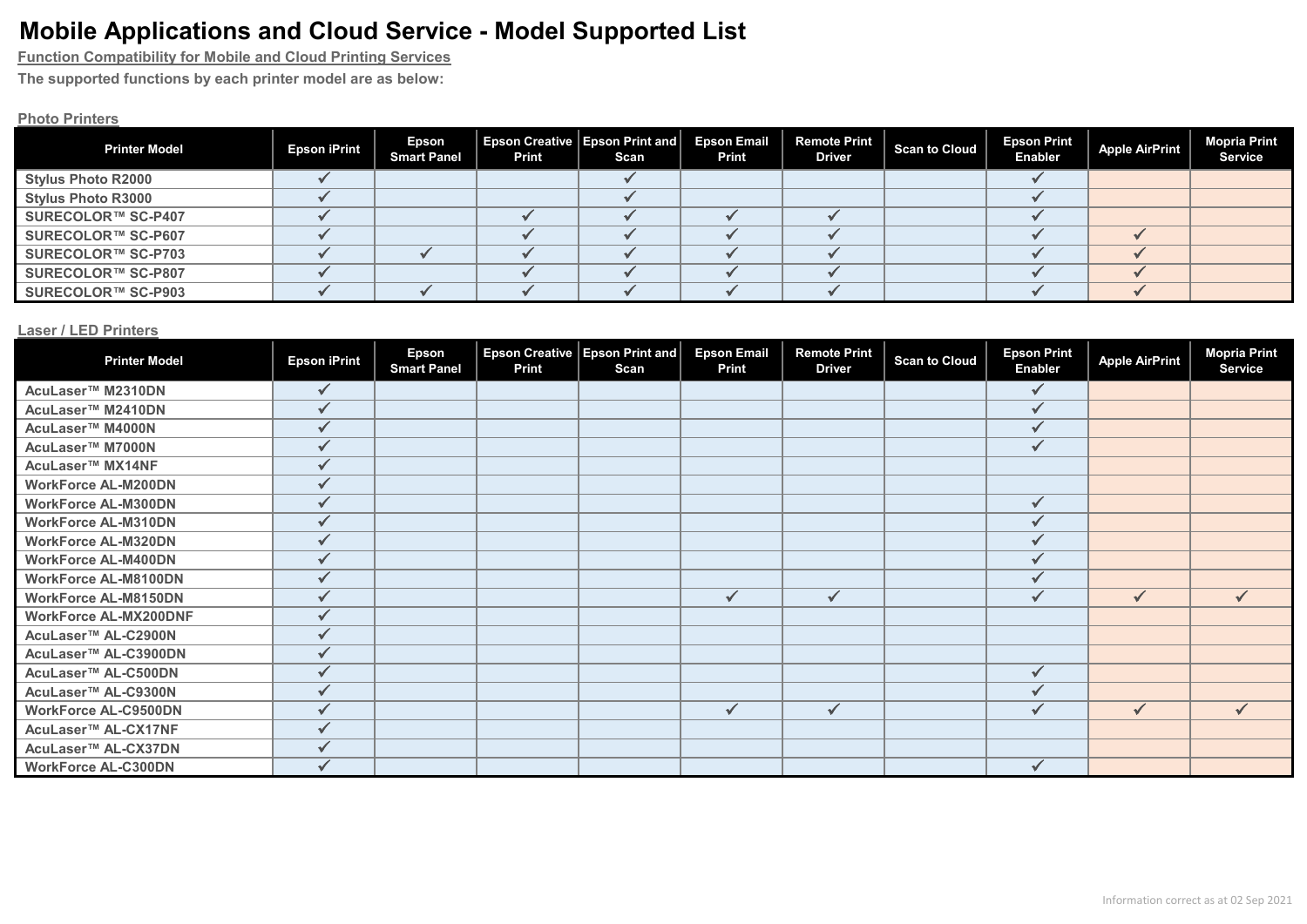# Mobile Applications and Cloud Service - Model Supported List

**Function Compatibility for Mobile and Cloud Printing Services**

**The supported functions by each printer model are as below:**

## Photo Printers

| Printer Model | Epson iPrint | Epson Smart Panel | Epson Creative Print | Epson Print and Scan | Epson Email Print | Remote Print Driver | Scan to Cloud | Epson Print Enabler | Apple AirPrint | Mopria Print Service |
|---|---|---|---|---|---|---|---|---|---|---|
| Stylus Photo R2000 | ✓ | | | ✓ | | | | ✓ | | |
| Stylus Photo R3000 | ✓ | | | ✓ | | | | ✓ | | |
| SURECOLOR™ SC-P407 | ✓ | | ✓ | ✓ | ✓ | ✓ | | ✓ | | |
| SURECOLOR™ SC-P607 | ✓ | | ✓ | ✓ | ✓ | ✓ | | ✓ | ✓ | |
| SURECOLOR™ SC-P703 | ✓ | ✓ | ✓ | ✓ | ✓ | ✓ | | ✓ | ✓ | |
| SURECOLOR™ SC-P807 | ✓ | | ✓ | ✓ | ✓ | ✓ | | ✓ | ✓ | |
| SURECOLOR™ SC-P903 | ✓ | ✓ | ✓ | ✓ | ✓ | ✓ | | ✓ | ✓ | |

## Laser / LED Printers

| Printer Model | Epson iPrint | Epson Smart Panel | Epson Creative Print | Epson Print and Scan | Epson Email Print | Remote Print Driver | Scan to Cloud | Epson Print Enabler | Apple AirPrint | Mopria Print Service |
|---|---|---|---|---|---|---|---|---|---|---|
| AcuLaser™ M2310DN | ✓ | | | | | | | ✓ | | |
| AcuLaser™ M2410DN | ✓ | | | | | | | ✓ | | |
| AcuLaser™ M4000N | ✓ | | | | | | | ✓ | | |
| AcuLaser™ M7000N | ✓ | | | | | | | ✓ | | |
| AcuLaser™ MX14NF | ✓ | | | | | | | | | |
| WorkForce AL-M200DN | ✓ | | | | | | | | | |
| WorkForce AL-M300DN | ✓ | | | | | | | ✓ | | |
| WorkForce AL-M310DN | ✓ | | | | | | | ✓ | | |
| WorkForce AL-M320DN | ✓ | | | | | | | ✓ | | |
| WorkForce AL-M400DN | ✓ | | | | | | | ✓ | | |
| WorkForce AL-M8100DN | ✓ | | | | | | | ✓ | | |
| WorkForce AL-M8150DN | ✓ | | | | ✓ | ✓ | | ✓ | ✓ | ✓ |
| WorkForce AL-MX200DNF | ✓ | | | | | | | | | |
| AcuLaser™ AL-C2900N | ✓ | | | | | | | | | |
| AcuLaser™ AL-C3900DN | ✓ | | | | | | | | | |
| AcuLaser™ AL-C500DN | ✓ | | | | | | | ✓ | | |
| AcuLaser™ AL-C9300N | ✓ | | | | | | | ✓ | | |
| WorkForce AL-C9500DN | ✓ | | | | ✓ | ✓ | | ✓ | ✓ | ✓ |
| AcuLaser™ AL-CX17NF | ✓ | | | | | | | | | |
| AcuLaser™ AL-CX37DN | ✓ | | | | | | | | | |
| WorkForce AL-C300DN | ✓ | | | | | | | ✓ | | |

Information correct as at 02 Sep 2021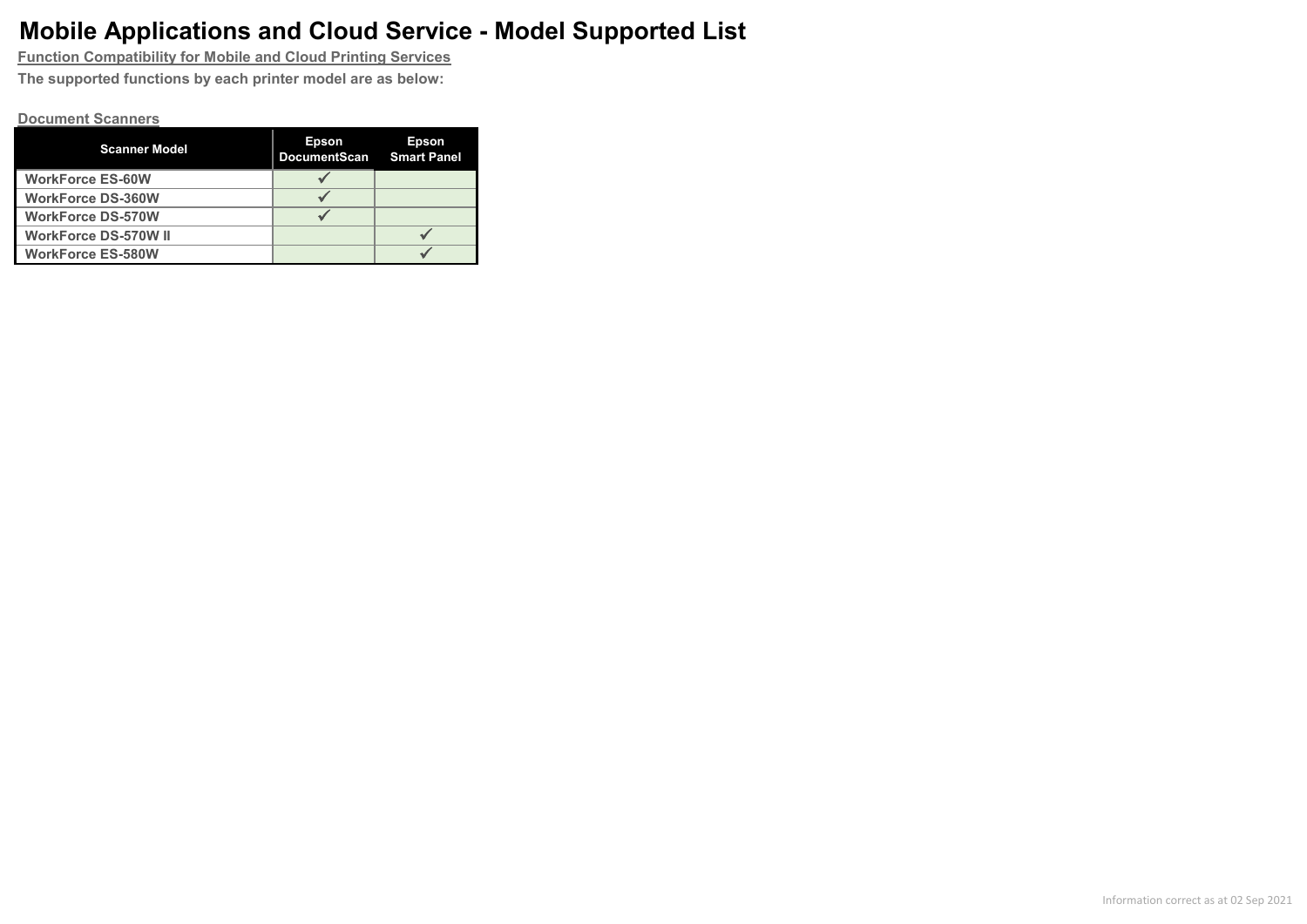# Mobile Applications and Cloud Service - Model Supported List

**Function Compatibility for Mobile and Cloud Printing Services**

**The supported functions by each printer model are as below:**

**Document Scanners**

| Scanner Model | Epson DocumentScan | Epson Smart Panel |
|---|---|---|
| WorkForce ES-60W | ✓ | |
| WorkForce DS-360W | ✓ | |
| WorkForce DS-570W | ✓ | |
| WorkForce DS-570W II | | ✓ |
| WorkForce ES-580W | | ✓ |

Information correct as at 02 Sep 2021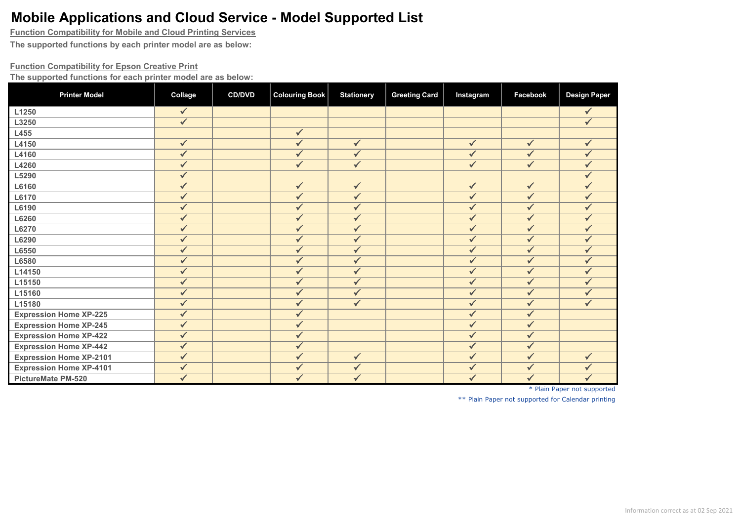# Mobile Applications and Cloud Service - Model Supported List

**Function Compatibility for Mobile and Cloud Printing Services**

**The supported functions by each printer model are as below:**

**Function Compatibility for Epson Creative Print**

**The supported functions for each printer model are as below:**

| Printer Model | Collage | CD/DVD | Colouring Book | Stationery | Greeting Card | Instagram | Facebook | Design Paper |
|---|---|---|---|---|---|---|---|---|
| L1250 | ✓ | | | | | | | ✓ |
| L3250 | ✓ | | | | | | | ✓ |
| L455 | | | ✓ | | | | | |
| L4150 | ✓ | | ✓ | ✓ | | ✓ | ✓ | ✓ |
| L4160 | ✓ | | ✓ | ✓ | | ✓ | ✓ | ✓ |
| L4260 | ✓ | | ✓ | ✓ | | ✓ | ✓ | ✓ |
| L5290 | ✓ | | | | | | | ✓ |
| L6160 | ✓ | | ✓ | ✓ | | ✓ | ✓ | ✓ |
| L6170 | ✓ | | ✓ | ✓ | | ✓ | ✓ | ✓ |
| L6190 | ✓ | | ✓ | ✓ | | ✓ | ✓ | ✓ |
| L6260 | ✓ | | ✓ | ✓ | | ✓ | ✓ | ✓ |
| L6270 | ✓ | | ✓ | ✓ | | ✓ | ✓ | ✓ |
| L6290 | ✓ | | ✓ | ✓ | | ✓ | ✓ | ✓ |
| L6550 | ✓ | | ✓ | ✓ | | ✓ | ✓ | ✓ |
| L6580 | ✓ | | ✓ | ✓ | | ✓ | ✓ | ✓ |
| L14150 | ✓ | | ✓ | ✓ | | ✓ | ✓ | ✓ |
| L15150 | ✓ | | ✓ | ✓ | | ✓ | ✓ | ✓ |
| L15160 | ✓ | | ✓ | ✓ | | ✓ | ✓ | ✓ |
| L15180 | ✓ | | ✓ | ✓ | | ✓ | ✓ | ✓ |
| Expression Home XP-225 | ✓ | | ✓ | | | ✓ | ✓ | |
| Expression Home XP-245 | ✓ | | ✓ | | | ✓ | ✓ | |
| Expression Home XP-422 | ✓ | | ✓ | | | ✓ | ✓ | |
| Expression Home XP-442 | ✓ | | ✓ | | | ✓ | ✓ | |
| Expression Home XP-2101 | ✓ | | ✓ | ✓ | | ✓ | ✓ | ✓ |
| Expression Home XP-4101 | ✓ | | ✓ | ✓ | | ✓ | ✓ | ✓ |
| PictureMate PM-520 | ✓ | | ✓ | ✓ | | ✓ | ✓ | ✓ |

\* Plain Paper not supported

** Plain Paper not supported for Calendar printing

Information correct as at 02 Sep 2021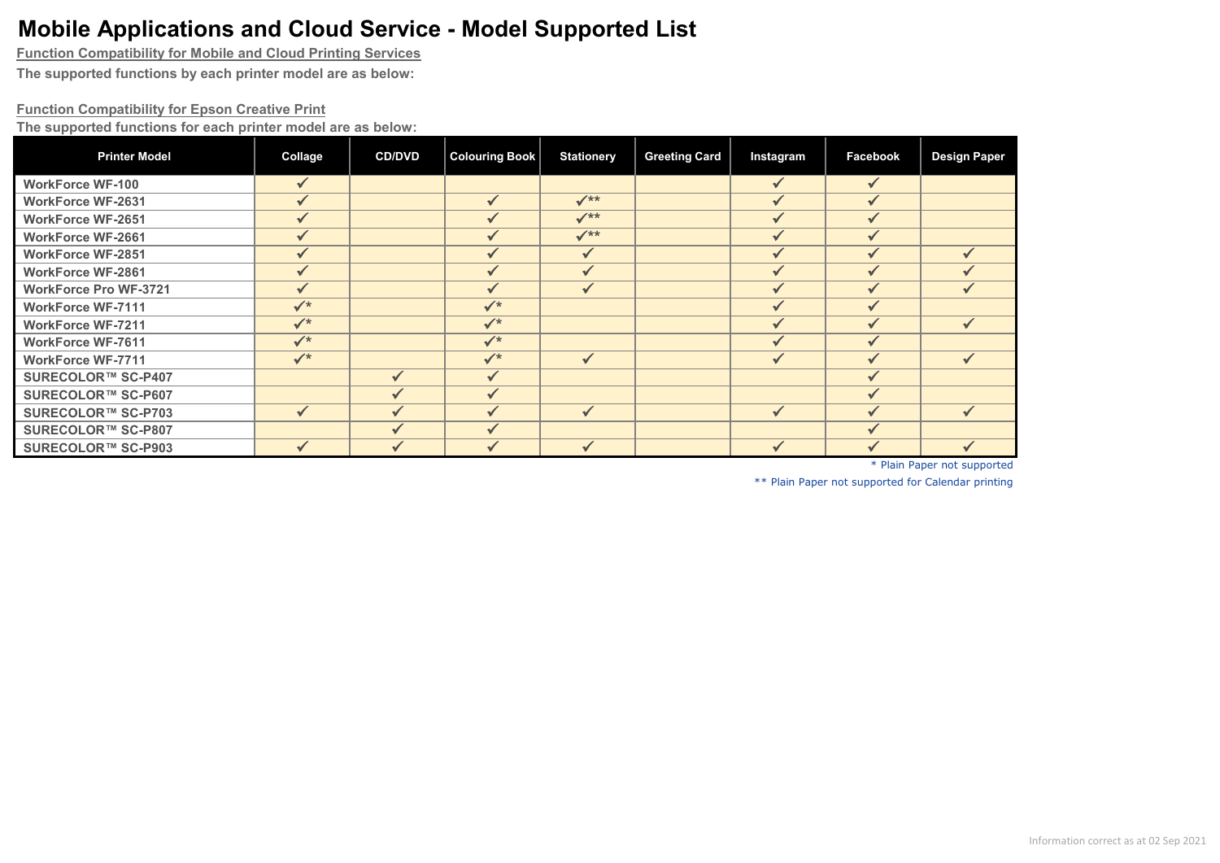# Mobile Applications and Cloud Service - Model Supported List

**Function Compatibility for Mobile and Cloud Printing Services**

**The supported functions by each printer model are as below:**

**Function Compatibility for Epson Creative Print**

**The supported functions for each printer model are as below:**

| Printer Model | Collage | CD/DVD | Colouring Book | Stationery | Greeting Card | Instagram | Facebook | Design Paper |
|---|---|---|---|---|---|---|---|---|
| WorkForce WF-100 | ✓ | | | | | ✓ | ✓ | |
| WorkForce WF-2631 | ✓ | | ✓ | ✓** | | ✓ | ✓ | |
| WorkForce WF-2651 | ✓ | | ✓ | ✓** | | ✓ | ✓ | |
| WorkForce WF-2661 | ✓ | | ✓ | ✓** | | ✓ | ✓ | |
| WorkForce WF-2851 | ✓ | | ✓ | ✓ | | ✓ | ✓ | ✓ |
| WorkForce WF-2861 | ✓ | | ✓ | ✓ | | ✓ | ✓ | ✓ |
| WorkForce Pro WF-3721 | ✓ | | ✓ | ✓ | | ✓ | ✓ | ✓ |
| WorkForce WF-7111 | ✓* | | ✓* | | | ✓ | ✓ | |
| WorkForce WF-7211 | ✓* | | ✓* | | | ✓ | ✓ | ✓ |
| WorkForce WF-7611 | ✓* | | ✓* | | | ✓ | ✓ | |
| WorkForce WF-7711 | ✓* | | ✓* | ✓ | | ✓ | ✓ | ✓ |
| SURECOLOR™ SC-P407 | | ✓ | ✓ | | | | ✓ | |
| SURECOLOR™ SC-P607 | | ✓ | ✓ | | | | ✓ | |
| SURECOLOR™ SC-P703 | ✓ | ✓ | ✓ | ✓ | | ✓ | ✓ | ✓ |
| SURECOLOR™ SC-P807 | | ✓ | ✓ | | | | ✓ | |
| SURECOLOR™ SC-P903 | ✓ | ✓ | ✓ | ✓ | | ✓ | ✓ | ✓ |

* Plain Paper not supported

** Plain Paper not supported for Calendar printing

Information correct as at 02 Sep 2021